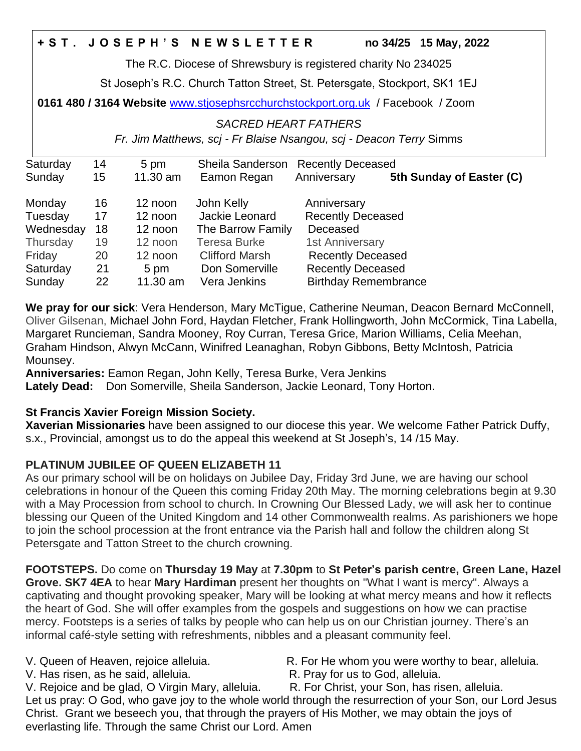**+ S T . J O S E P H ' S N E W S L E T T E R** **no 34/25 15 May, 2022**

The R.C. Diocese of Shrewsbury is registered charity No 234025

St Joseph's R.C. Church Tatton Street, St. Petersgate, Stockport, SK1 1EJ

**0161 480 / 3164 Website** www.stjosephsrcchurchstockport.org.uk / Facebook / Zoom

*SACRED HEART FATHERS*

*Fr. Jim Matthews, scj - Fr Blaise Nsangou, scj - Deacon Terry* Simms

| | | | | | |
|---|---|---|---|---|---|
| Saturday | 14 | 5 pm | Sheila Sanderson | Recently Deceased | |
| Sunday | 15 | 11.30 am | Eamon Regan | Anniversary | **5th Sunday of Easter (C)** |
| Monday | 16 | 12 noon | John Kelly | Anniversary | |
| Tuesday | 17 | 12 noon | Jackie Leonard | Recently Deceased | |
| Wednesday | 18 | 12 noon | The Barrow Family | Deceased | |
| Thursday | 19 | 12 noon | Teresa Burke | 1st Anniversary | |
| Friday | 20 | 12 noon | Clifford Marsh | Recently Deceased | |
| Saturday | 21 | 5 pm | Don Somerville | Recently Deceased | |
| Sunday | 22 | 11.30 am | Vera Jenkins | Birthday Remembrance | |

**We pray for our sick**: Vera Henderson, Mary McTigue, Catherine Neuman, Deacon Bernard McConnell, Oliver Gilsenan, Michael John Ford, Haydan Fletcher, Frank Hollingworth, John McCormick, Tina Labella, Margaret Runcieman, Sandra Mooney, Roy Curran, Teresa Grice, Marion Williams, Celia Meehan, Graham Hindson, Alwyn McCann, Winifred Leanaghan, Robyn Gibbons, Betty McIntosh, Patricia Mounsey.

**Anniversaries:** Eamon Regan, John Kelly, Teresa Burke, Vera Jenkins

**Lately Dead:** Don Somerville, Sheila Sanderson, Jackie Leonard, Tony Horton.

**St Francis Xavier Foreign Mission Society.**

**Xaverian Missionaries** have been assigned to our diocese this year. We welcome Father Patrick Duffy, s.x., Provincial, amongst us to do the appeal this weekend at St Joseph's, 14 /15 May.

**PLATINUM JUBILEE OF QUEEN ELIZABETH 11**

As our primary school will be on holidays on Jubilee Day, Friday 3rd June, we are having our school celebrations in honour of the Queen this coming Friday 20th May. The morning celebrations begin at 9.30 with a May Procession from school to church. In Crowning Our Blessed Lady, we will ask her to continue blessing our Queen of the United Kingdom and 14 other Commonwealth realms. As parishioners we hope to join the school procession at the front entrance via the Parish hall and follow the children along St Petersgate and Tatton Street to the church crowning.

**FOOTSTEPS.** Do come on **Thursday 19 May** at **7.30pm** to **St Peter's parish centre, Green Lane, Hazel Grove. SK7 4EA** to hear **Mary Hardiman** present her thoughts on "What I want is mercy". Always a captivating and thought provoking speaker, Mary will be looking at what mercy means and how it reflects the heart of God. She will offer examples from the gospels and suggestions on how we can practise mercy. Footsteps is a series of talks by people who can help us on our Christian journey. There's an informal café-style setting with refreshments, nibbles and a pleasant community feel.

V. Queen of Heaven, rejoice alleluia. R. For He whom you were worthy to bear, alleluia.
V. Has risen, as he said, alleluia. R. Pray for us to God, alleluia.
V. Rejoice and be glad, O Virgin Mary, alleluia. R. For Christ, your Son, has risen, alleluia.
Let us pray: O God, who gave joy to the whole world through the resurrection of your Son, our Lord Jesus Christ. Grant we beseech you, that through the prayers of His Mother, we may obtain the joys of everlasting life. Through the same Christ our Lord. Amen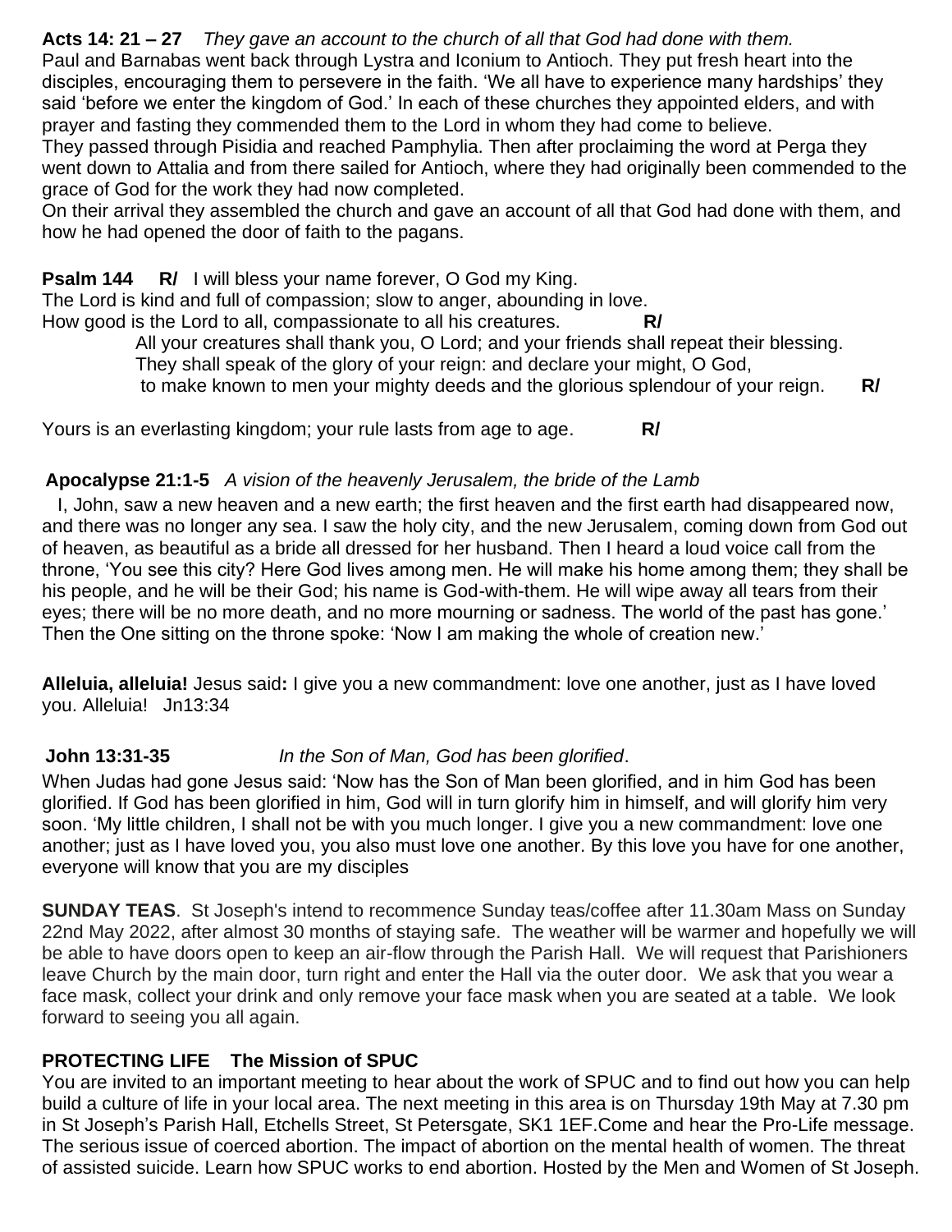**Acts 14: 21 – 27** *They gave an account to the church of all that God had done with them.*
Paul and Barnabas went back through Lystra and Iconium to Antioch. They put fresh heart into the disciples, encouraging them to persevere in the faith. 'We all have to experience many hardships' they said 'before we enter the kingdom of God.' In each of these churches they appointed elders, and with prayer and fasting they commended them to the Lord in whom they had come to believe.
They passed through Pisidia and reached Pamphylia. Then after proclaiming the word at Perga they went down to Attalia and from there sailed for Antioch, where they had originally been commended to the grace of God for the work they had now completed.
On their arrival they assembled the church and gave an account of all that God had done with them, and how he had opened the door of faith to the pagans.

**Psalm 144** **R/** I will bless your name forever, O God my King.
The Lord is kind and full of compassion; slow to anger, abounding in love.
How good is the Lord to all, compassionate to all his creatures. **R/**
All your creatures shall thank you, O Lord; and your friends shall repeat their blessing.
They shall speak of the glory of your reign: and declare your might, O God,
to make known to men your mighty deeds and the glorious splendour of your reign. **R/**

Yours is an everlasting kingdom; your rule lasts from age to age. **R/**

**Apocalypse 21:1-5** *A vision of the heavenly Jerusalem, the bride of the Lamb*
I, John, saw a new heaven and a new earth; the first heaven and the first earth had disappeared now, and there was no longer any sea. I saw the holy city, and the new Jerusalem, coming down from God out of heaven, as beautiful as a bride all dressed for her husband. Then I heard a loud voice call from the throne, 'You see this city? Here God lives among men. He will make his home among them; they shall be his people, and he will be their God; his name is God-with-them. He will wipe away all tears from their eyes; there will be no more death, and no more mourning or sadness. The world of the past has gone.' Then the One sitting on the throne spoke: 'Now I am making the whole of creation new.'

**Alleluia, alleluia!** Jesus said**:** I give you a new commandment: love one another, just as I have loved you. Alleluia! Jn13:34

**John 13:31-35** *In the Son of Man, God has been glorified*.
When Judas had gone Jesus said: 'Now has the Son of Man been glorified, and in him God has been glorified. If God has been glorified in him, God will in turn glorify him in himself, and will glorify him very soon. 'My little children, I shall not be with you much longer. I give you a new commandment: love one another; just as I have loved you, you also must love one another. By this love you have for one another, everyone will know that you are my disciples

**SUNDAY TEAS**. St Joseph's intend to recommence Sunday teas/coffee after 11.30am Mass on Sunday 22nd May 2022, after almost 30 months of staying safe. The weather will be warmer and hopefully we will be able to have doors open to keep an air-flow through the Parish Hall. We will request that Parishioners leave Church by the main door, turn right and enter the Hall via the outer door. We ask that you wear a face mask, collect your drink and only remove your face mask when you are seated at a table. We look forward to seeing you all again.

**PROTECTING LIFE The Mission of SPUC**
You are invited to an important meeting to hear about the work of SPUC and to find out how you can help build a culture of life in your local area. The next meeting in this area is on Thursday 19th May at 7.30 pm in St Joseph's Parish Hall, Etchells Street, St Petersgate, SK1 1EF.Come and hear the Pro-Life message. The serious issue of coerced abortion. The impact of abortion on the mental health of women. The threat of assisted suicide. Learn how SPUC works to end abortion. Hosted by the Men and Women of St Joseph.